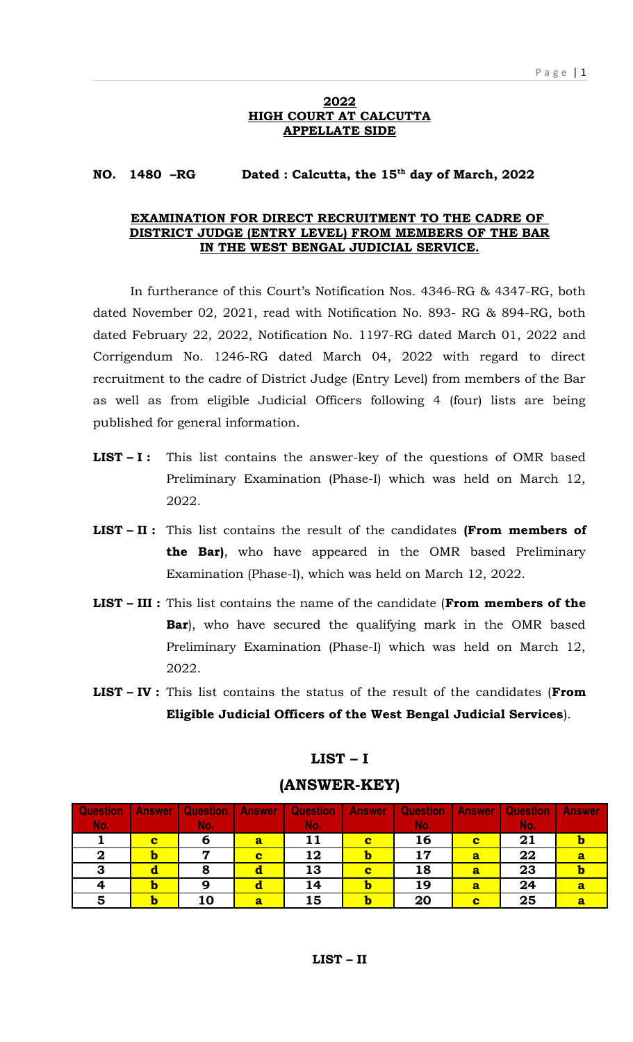**2022**
**HIGH COURT AT CALCUTTA**
**APPELLATE SIDE**

**NO. 1480 –RG Dated : Calcutta, the 15th day of March, 2022**

**EXAMINATION FOR DIRECT RECRUITMENT TO THE CADRE OF DISTRICT JUDGE (ENTRY LEVEL) FROM MEMBERS OF THE BAR IN THE WEST BENGAL JUDICIAL SERVICE.**

In furtherance of this Court's Notification Nos. 4346-RG & 4347-RG, both dated November 02, 2021, read with Notification No. 893- RG & 894-RG, both dated February 22, 2022, Notification No. 1197-RG dated March 01, 2022 and Corrigendum No. 1246-RG dated March 04, 2022 with regard to direct recruitment to the cadre of District Judge (Entry Level) from members of the Bar as well as from eligible Judicial Officers following 4 (four) lists are being published for general information.

**LIST – I :** This list contains the answer-key of the questions of OMR based Preliminary Examination (Phase-I) which was held on March 12, 2022.

**LIST – II :** This list contains the result of the candidates **(From members of the Bar)**, who have appeared in the OMR based Preliminary Examination (Phase-I), which was held on March 12, 2022.

**LIST – III :** This list contains the name of the candidate (**From members of the Bar**), who have secured the qualifying mark in the OMR based Preliminary Examination (Phase-I) which was held on March 12, 2022.

**LIST – IV :** This list contains the status of the result of the candidates (**From Eligible Judicial Officers of the West Bengal Judicial Services**).

## LIST – I

## (ANSWER-KEY)

| Question No. | Answer | Question No. | Answer | Question No. | Answer | Question No. | Answer | Question No. | Answer |
|---|---|---|---|---|---|---|---|---|---|
| 1 | c | 6 | a | 11 | c | 16 | c | 21 | b |
| 2 | b | 7 | c | 12 | b | 17 | a | 22 | a |
| 3 | d | 8 | d | 13 | c | 18 | a | 23 | b |
| 4 | b | 9 | d | 14 | b | 19 | a | 24 | a |
| 5 | b | 10 | a | 15 | b | 20 | c | 25 | a |

**LIST – II**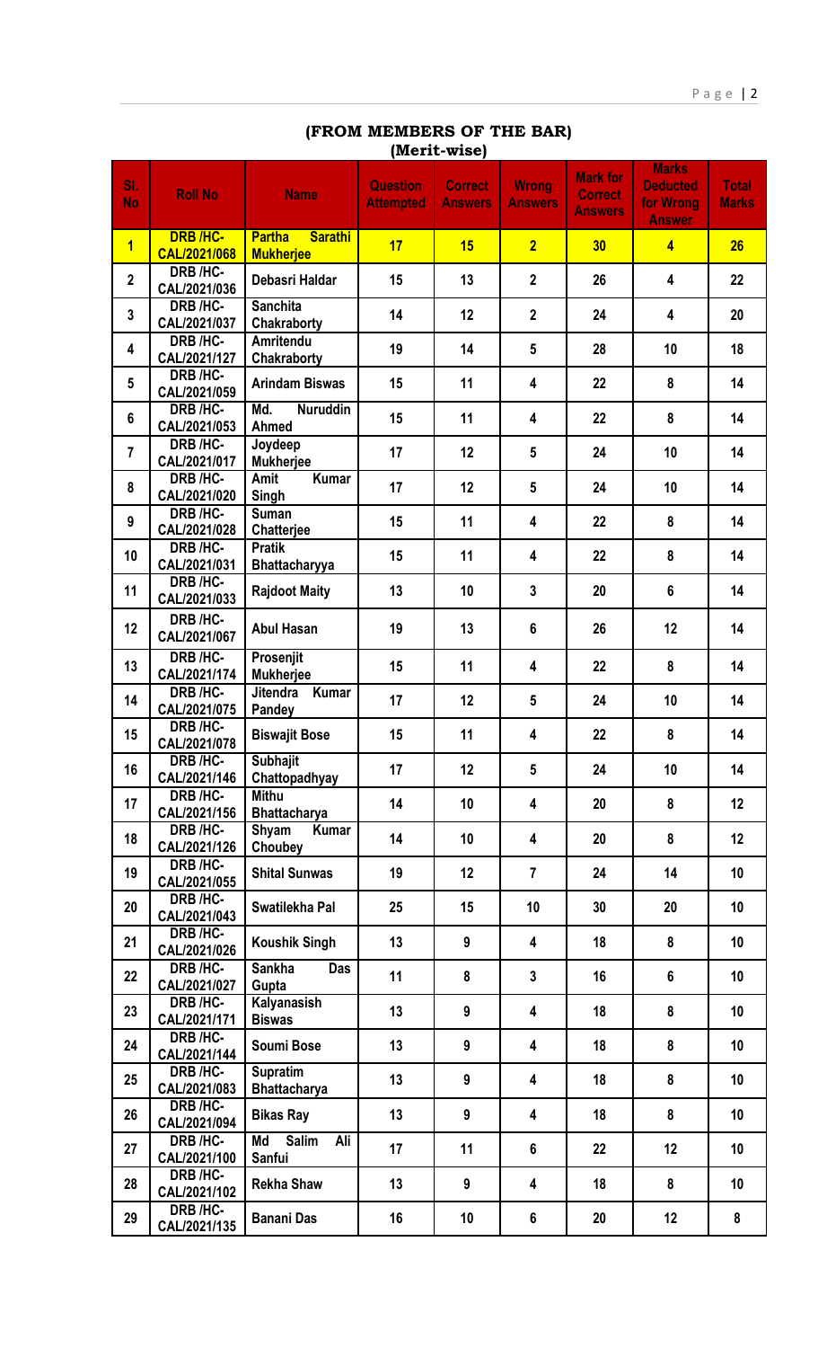## (FROM MEMBERS OF THE BAR)
### (Merit-wise)

| Sl. No | Roll No | Name | Question Attempted | Correct Answers | Wrong Answers | Mark for Correct Answers | Marks Deducted for Wrong Answer | Total Marks |
|---|---|---|---|---|---|---|---|---|
| **1** | **DRB /HC-CAL/2021/068** | **Partha Sarathi Mukherjee** | **17** | **15** | **2** | **30** | **4** | **26** |
| 2 | DRB /HC-CAL/2021/036 | Debasri Haldar | 15 | 13 | 2 | 26 | 4 | 22 |
| 3 | DRB /HC-CAL/2021/037 | Sanchita Chakraborty | 14 | 12 | 2 | 24 | 4 | 20 |
| 4 | DRB /HC-CAL/2021/127 | Amritendu Chakraborty | 19 | 14 | 5 | 28 | 10 | 18 |
| 5 | DRB /HC-CAL/2021/059 | Arindam Biswas | 15 | 11 | 4 | 22 | 8 | 14 |
| 6 | DRB /HC-CAL/2021/053 | Md. Nuruddin Ahmed | 15 | 11 | 4 | 22 | 8 | 14 |
| 7 | DRB /HC-CAL/2021/017 | Joydeep Mukherjee | 17 | 12 | 5 | 24 | 10 | 14 |
| 8 | DRB /HC-CAL/2021/020 | Amit Kumar Singh | 17 | 12 | 5 | 24 | 10 | 14 |
| 9 | DRB /HC-CAL/2021/028 | Suman Chatterjee | 15 | 11 | 4 | 22 | 8 | 14 |
| 10 | DRB /HC-CAL/2021/031 | Pratik Bhattacharyya | 15 | 11 | 4 | 22 | 8 | 14 |
| 11 | DRB /HC-CAL/2021/033 | Rajdoot Maity | 13 | 10 | 3 | 20 | 6 | 14 |
| 12 | DRB /HC-CAL/2021/067 | Abul Hasan | 19 | 13 | 6 | 26 | 12 | 14 |
| 13 | DRB /HC-CAL/2021/174 | Prosenjit Mukherjee | 15 | 11 | 4 | 22 | 8 | 14 |
| 14 | DRB /HC-CAL/2021/075 | Jitendra Kumar Pandey | 17 | 12 | 5 | 24 | 10 | 14 |
| 15 | DRB /HC-CAL/2021/078 | Biswajit Bose | 15 | 11 | 4 | 22 | 8 | 14 |
| 16 | DRB /HC-CAL/2021/146 | Subhajit Chattopadhyay | 17 | 12 | 5 | 24 | 10 | 14 |
| 17 | DRB /HC-CAL/2021/156 | Mithu Bhattacharya | 14 | 10 | 4 | 20 | 8 | 12 |
| 18 | DRB /HC-CAL/2021/126 | Shyam Kumar Choubey | 14 | 10 | 4 | 20 | 8 | 12 |
| 19 | DRB /HC-CAL/2021/055 | Shital Sunwas | 19 | 12 | 7 | 24 | 14 | 10 |
| 20 | DRB /HC-CAL/2021/043 | Swatilekha Pal | 25 | 15 | 10 | 30 | 20 | 10 |
| 21 | DRB /HC-CAL/2021/026 | Koushik Singh | 13 | 9 | 4 | 18 | 8 | 10 |
| 22 | DRB /HC-CAL/2021/027 | Sankha Das Gupta | 11 | 8 | 3 | 16 | 6 | 10 |
| 23 | DRB /HC-CAL/2021/171 | Kalyanasish Biswas | 13 | 9 | 4 | 18 | 8 | 10 |
| 24 | DRB /HC-CAL/2021/144 | Soumi Bose | 13 | 9 | 4 | 18 | 8 | 10 |
| 25 | DRB /HC-CAL/2021/083 | Supratim Bhattacharya | 13 | 9 | 4 | 18 | 8 | 10 |
| 26 | DRB /HC-CAL/2021/094 | Bikas Ray | 13 | 9 | 4 | 18 | 8 | 10 |
| 27 | DRB /HC-CAL/2021/100 | Md Salim Ali Sanfui | 17 | 11 | 6 | 22 | 12 | 10 |
| 28 | DRB /HC-CAL/2021/102 | Rekha Shaw | 13 | 9 | 4 | 18 | 8 | 10 |
| 29 | DRB /HC-CAL/2021/135 | Banani Das | 16 | 10 | 6 | 20 | 12 | 8 |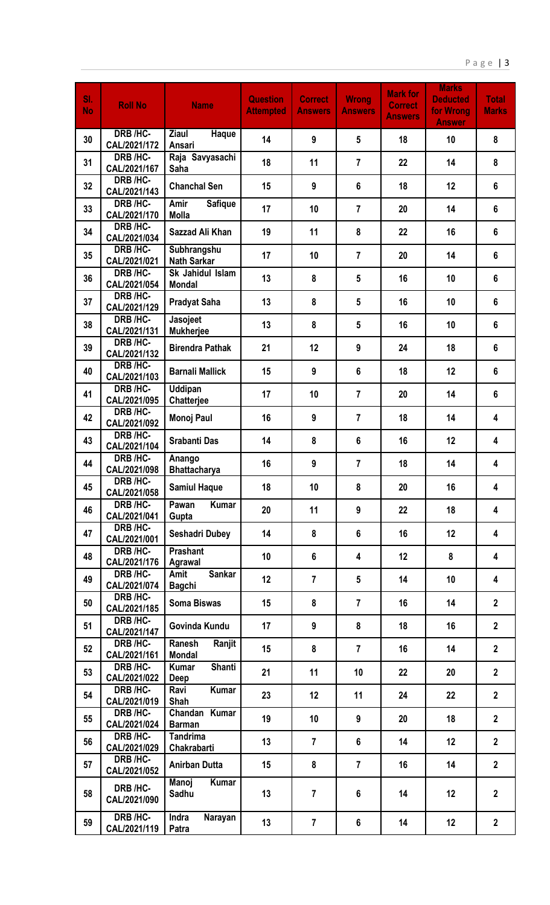| Sl. No | Roll No | Name | Question Attempted | Correct Answers | Wrong Answers | Mark for Correct Answers | Marks Deducted for Wrong Answer | Total Marks |
|---|---|---|---|---|---|---|---|---|
| 30 | DRB /HC-CAL/2021/172 | Ziaul Haque Ansari | 14 | 9 | 5 | 18 | 10 | 8 |
| 31 | DRB /HC-CAL/2021/167 | Raja Savyasachi Saha | 18 | 11 | 7 | 22 | 14 | 8 |
| 32 | DRB /HC-CAL/2021/143 | Chanchal Sen | 15 | 9 | 6 | 18 | 12 | 6 |
| 33 | DRB /HC-CAL/2021/170 | Amir Safique Molla | 17 | 10 | 7 | 20 | 14 | 6 |
| 34 | DRB /HC-CAL/2021/034 | Sazzad Ali Khan | 19 | 11 | 8 | 22 | 16 | 6 |
| 35 | DRB /HC-CAL/2021/021 | Subhrangshu Nath Sarkar | 17 | 10 | 7 | 20 | 14 | 6 |
| 36 | DRB /HC-CAL/2021/054 | Sk Jahidul Islam Mondal | 13 | 8 | 5 | 16 | 10 | 6 |
| 37 | DRB /HC-CAL/2021/129 | Pradyat Saha | 13 | 8 | 5 | 16 | 10 | 6 |
| 38 | DRB /HC-CAL/2021/131 | Jasojeet Mukherjee | 13 | 8 | 5 | 16 | 10 | 6 |
| 39 | DRB /HC-CAL/2021/132 | Birendra Pathak | 21 | 12 | 9 | 24 | 18 | 6 |
| 40 | DRB /HC-CAL/2021/103 | Barnali Mallick | 15 | 9 | 6 | 18 | 12 | 6 |
| 41 | DRB /HC-CAL/2021/095 | Uddipan Chatterjee | 17 | 10 | 7 | 20 | 14 | 6 |
| 42 | DRB /HC-CAL/2021/092 | Monoj Paul | 16 | 9 | 7 | 18 | 14 | 4 |
| 43 | DRB /HC-CAL/2021/104 | Srabanti Das | 14 | 8 | 6 | 16 | 12 | 4 |
| 44 | DRB /HC-CAL/2021/098 | Anango Bhattacharya | 16 | 9 | 7 | 18 | 14 | 4 |
| 45 | DRB /HC-CAL/2021/058 | Samiul Haque | 18 | 10 | 8 | 20 | 16 | 4 |
| 46 | DRB /HC-CAL/2021/041 | Pawan Kumar Gupta | 20 | 11 | 9 | 22 | 18 | 4 |
| 47 | DRB /HC-CAL/2021/001 | Seshadri Dubey | 14 | 8 | 6 | 16 | 12 | 4 |
| 48 | DRB /HC-CAL/2021/176 | Prashant Agrawal | 10 | 6 | 4 | 12 | 8 | 4 |
| 49 | DRB /HC-CAL/2021/074 | Amit Sankar Bagchi | 12 | 7 | 5 | 14 | 10 | 4 |
| 50 | DRB /HC-CAL/2021/185 | Soma Biswas | 15 | 8 | 7 | 16 | 14 | 2 |
| 51 | DRB /HC-CAL/2021/147 | Govinda Kundu | 17 | 9 | 8 | 18 | 16 | 2 |
| 52 | DRB /HC-CAL/2021/161 | Ranesh Ranjit Mondal | 15 | 8 | 7 | 16 | 14 | 2 |
| 53 | DRB /HC-CAL/2021/022 | Kumar Shanti Deep | 21 | 11 | 10 | 22 | 20 | 2 |
| 54 | DRB /HC-CAL/2021/019 | Ravi Kumar Shah | 23 | 12 | 11 | 24 | 22 | 2 |
| 55 | DRB /HC-CAL/2021/024 | Chandan Kumar Barman | 19 | 10 | 9 | 20 | 18 | 2 |
| 56 | DRB /HC-CAL/2021/029 | Tandrima Chakrabarti | 13 | 7 | 6 | 14 | 12 | 2 |
| 57 | DRB /HC-CAL/2021/052 | Anirban Dutta | 15 | 8 | 7 | 16 | 14 | 2 |
| 58 | DRB /HC-CAL/2021/090 | Manoj Kumar Sadhu | 13 | 7 | 6 | 14 | 12 | 2 |
| 59 | DRB /HC-CAL/2021/119 | Indra Narayan Patra | 13 | 7 | 6 | 14 | 12 | 2 |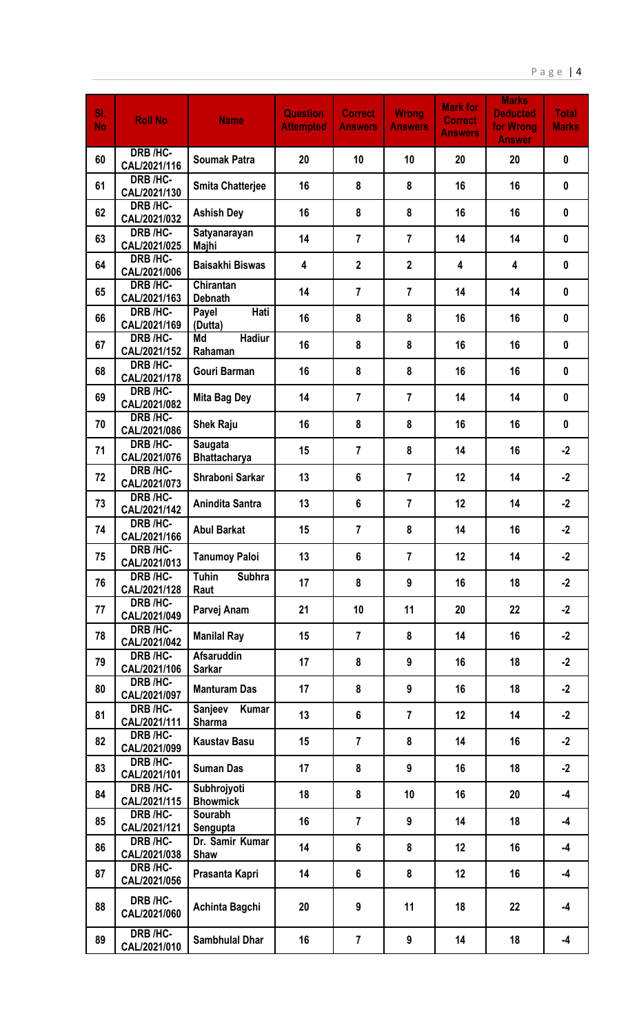| Sl. No | Roll No | Name | Question Attempted | Correct Answers | Wrong Answers | Mark for Correct Answers | Marks Deducted for Wrong Answer | Total Marks |
|---|---|---|---|---|---|---|---|---|
| 60 | DRB /HC-CAL/2021/116 | Soumak Patra | 20 | 10 | 10 | 20 | 20 | 0 |
| 61 | DRB /HC-CAL/2021/130 | Smita Chatterjee | 16 | 8 | 8 | 16 | 16 | 0 |
| 62 | DRB /HC-CAL/2021/032 | Ashish Dey | 16 | 8 | 8 | 16 | 16 | 0 |
| 63 | DRB /HC-CAL/2021/025 | Satyanarayan Majhi | 14 | 7 | 7 | 14 | 14 | 0 |
| 64 | DRB /HC-CAL/2021/006 | Baisakhi Biswas | 4 | 2 | 2 | 4 | 4 | 0 |
| 65 | DRB /HC-CAL/2021/163 | Chirantan Debnath | 14 | 7 | 7 | 14 | 14 | 0 |
| 66 | DRB /HC-CAL/2021/169 | Payel Hati (Dutta) | 16 | 8 | 8 | 16 | 16 | 0 |
| 67 | DRB /HC-CAL/2021/152 | Md Hadiur Rahaman | 16 | 8 | 8 | 16 | 16 | 0 |
| 68 | DRB /HC-CAL/2021/178 | Gouri Barman | 16 | 8 | 8 | 16 | 16 | 0 |
| 69 | DRB /HC-CAL/2021/082 | Mita Bag Dey | 14 | 7 | 7 | 14 | 14 | 0 |
| 70 | DRB /HC-CAL/2021/086 | Shek Raju | 16 | 8 | 8 | 16 | 16 | 0 |
| 71 | DRB /HC-CAL/2021/076 | Saugata Bhattacharya | 15 | 7 | 8 | 14 | 16 | -2 |
| 72 | DRB /HC-CAL/2021/073 | Shraboni Sarkar | 13 | 6 | 7 | 12 | 14 | -2 |
| 73 | DRB /HC-CAL/2021/142 | Anindita Santra | 13 | 6 | 7 | 12 | 14 | -2 |
| 74 | DRB /HC-CAL/2021/166 | Abul Barkat | 15 | 7 | 8 | 14 | 16 | -2 |
| 75 | DRB /HC-CAL/2021/013 | Tanumoy Paloi | 13 | 6 | 7 | 12 | 14 | -2 |
| 76 | DRB /HC-CAL/2021/128 | Tuhin Subhra Raut | 17 | 8 | 9 | 16 | 18 | -2 |
| 77 | DRB /HC-CAL/2021/049 | Parvej Anam | 21 | 10 | 11 | 20 | 22 | -2 |
| 78 | DRB /HC-CAL/2021/042 | Manilal Ray | 15 | 7 | 8 | 14 | 16 | -2 |
| 79 | DRB /HC-CAL/2021/106 | Afsaruddin Sarkar | 17 | 8 | 9 | 16 | 18 | -2 |
| 80 | DRB /HC-CAL/2021/097 | Manturam Das | 17 | 8 | 9 | 16 | 18 | -2 |
| 81 | DRB /HC-CAL/2021/111 | Sanjeev Kumar Sharma | 13 | 6 | 7 | 12 | 14 | -2 |
| 82 | DRB /HC-CAL/2021/099 | Kaustav Basu | 15 | 7 | 8 | 14 | 16 | -2 |
| 83 | DRB /HC-CAL/2021/101 | Suman Das | 17 | 8 | 9 | 16 | 18 | -2 |
| 84 | DRB /HC-CAL/2021/115 | Subhrojyoti Bhowmick | 18 | 8 | 10 | 16 | 20 | -4 |
| 85 | DRB /HC-CAL/2021/121 | Sourabh Sengupta | 16 | 7 | 9 | 14 | 18 | -4 |
| 86 | DRB /HC-CAL/2021/038 | Dr. Samir Kumar Shaw | 14 | 6 | 8 | 12 | 16 | -4 |
| 87 | DRB /HC-CAL/2021/056 | Prasanta Kapri | 14 | 6 | 8 | 12 | 16 | -4 |
| 88 | DRB /HC-CAL/2021/060 | Achinta Bagchi | 20 | 9 | 11 | 18 | 22 | -4 |
| 89 | DRB /HC-CAL/2021/010 | Sambhulal Dhar | 16 | 7 | 9 | 14 | 18 | -4 |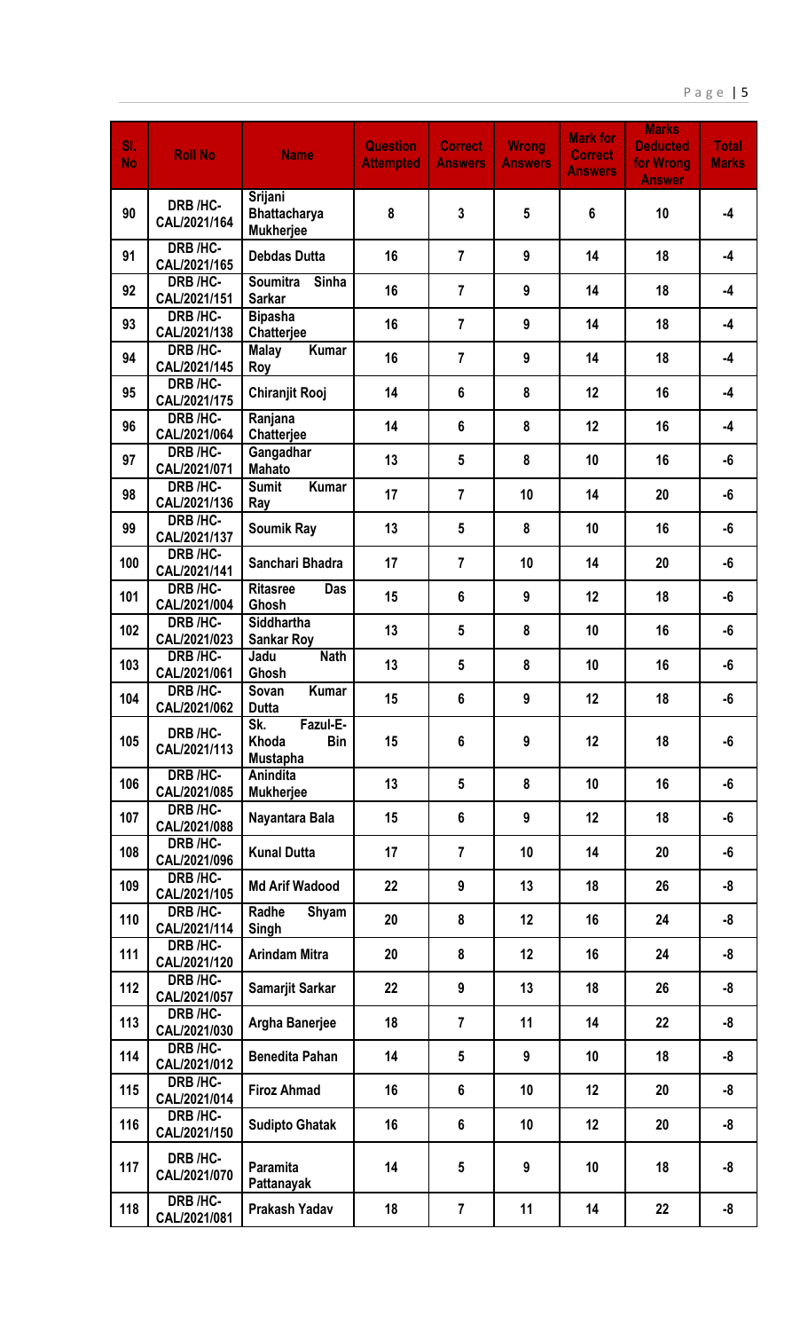| Sl. No | Roll No | Name | Question Attempted | Correct Answers | Wrong Answers | Mark for Correct Answers | Marks Deducted for Wrong Answer | Total Marks |
|---|---|---|---|---|---|---|---|---|
| 90 | DRB /HC-CAL/2021/164 | Srijani Bhattacharya Mukherjee | 8 | 3 | 5 | 6 | 10 | -4 |
| 91 | DRB /HC-CAL/2021/165 | Debdas Dutta | 16 | 7 | 9 | 14 | 18 | -4 |
| 92 | DRB /HC-CAL/2021/151 | Soumitra Sinha Sarkar | 16 | 7 | 9 | 14 | 18 | -4 |
| 93 | DRB /HC-CAL/2021/138 | Bipasha Chatterjee | 16 | 7 | 9 | 14 | 18 | -4 |
| 94 | DRB /HC-CAL/2021/145 | Malay Kumar Roy | 16 | 7 | 9 | 14 | 18 | -4 |
| 95 | DRB /HC-CAL/2021/175 | Chiranjit Rooj | 14 | 6 | 8 | 12 | 16 | -4 |
| 96 | DRB /HC-CAL/2021/064 | Ranjana Chatterjee | 14 | 6 | 8 | 12 | 16 | -4 |
| 97 | DRB /HC-CAL/2021/071 | Gangadhar Mahato | 13 | 5 | 8 | 10 | 16 | -6 |
| 98 | DRB /HC-CAL/2021/136 | Sumit Kumar Ray | 17 | 7 | 10 | 14 | 20 | -6 |
| 99 | DRB /HC-CAL/2021/137 | Soumik Ray | 13 | 5 | 8 | 10 | 16 | -6 |
| 100 | DRB /HC-CAL/2021/141 | Sanchari Bhadra | 17 | 7 | 10 | 14 | 20 | -6 |
| 101 | DRB /HC-CAL/2021/004 | Ritasree Das Ghosh | 15 | 6 | 9 | 12 | 18 | -6 |
| 102 | DRB /HC-CAL/2021/023 | Siddhartha Sankar Roy | 13 | 5 | 8 | 10 | 16 | -6 |
| 103 | DRB /HC-CAL/2021/061 | Jadu Nath Ghosh | 13 | 5 | 8 | 10 | 16 | -6 |
| 104 | DRB /HC-CAL/2021/062 | Sovan Kumar Dutta | 15 | 6 | 9 | 12 | 18 | -6 |
| 105 | DRB /HC-CAL/2021/113 | Sk. Fazul-E-Khoda Bin Mustapha | 15 | 6 | 9 | 12 | 18 | -6 |
| 106 | DRB /HC-CAL/2021/085 | Anindita Mukherjee | 13 | 5 | 8 | 10 | 16 | -6 |
| 107 | DRB /HC-CAL/2021/088 | Nayantara Bala | 15 | 6 | 9 | 12 | 18 | -6 |
| 108 | DRB /HC-CAL/2021/096 | Kunal Dutta | 17 | 7 | 10 | 14 | 20 | -6 |
| 109 | DRB /HC-CAL/2021/105 | Md Arif Wadood | 22 | 9 | 13 | 18 | 26 | -8 |
| 110 | DRB /HC-CAL/2021/114 | Radhe Shyam Singh | 20 | 8 | 12 | 16 | 24 | -8 |
| 111 | DRB /HC-CAL/2021/120 | Arindam Mitra | 20 | 8 | 12 | 16 | 24 | -8 |
| 112 | DRB /HC-CAL/2021/057 | Samarjit Sarkar | 22 | 9 | 13 | 18 | 26 | -8 |
| 113 | DRB /HC-CAL/2021/030 | Argha Banerjee | 18 | 7 | 11 | 14 | 22 | -8 |
| 114 | DRB /HC-CAL/2021/012 | Benedita Pahan | 14 | 5 | 9 | 10 | 18 | -8 |
| 115 | DRB /HC-CAL/2021/014 | Firoz Ahmad | 16 | 6 | 10 | 12 | 20 | -8 |
| 116 | DRB /HC-CAL/2021/150 | Sudipto Ghatak | 16 | 6 | 10 | 12 | 20 | -8 |
| 117 | DRB /HC-CAL/2021/070 | Paramita Pattanayak | 14 | 5 | 9 | 10 | 18 | -8 |
| 118 | DRB /HC-CAL/2021/081 | Prakash Yadav | 18 | 7 | 11 | 14 | 22 | -8 |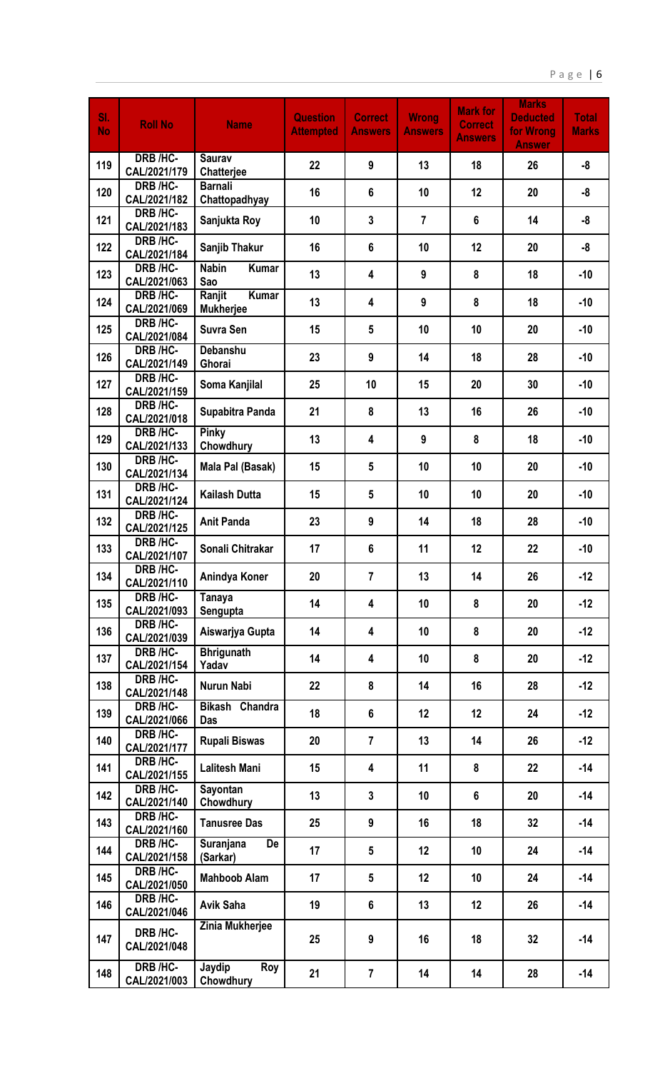| Sl. No | Roll No | Name | Question Attempted | Correct Answers | Wrong Answers | Mark for Correct Answers | Marks Deducted for Wrong Answer | Total Marks |
|---|---|---|---|---|---|---|---|---|
| 119 | DRB /HC-CAL/2021/179 | Saurav Chatterjee | 22 | 9 | 13 | 18 | 26 | -8 |
| 120 | DRB /HC-CAL/2021/182 | Barnali Chattopadhyay | 16 | 6 | 10 | 12 | 20 | -8 |
| 121 | DRB /HC-CAL/2021/183 | Sanjukta Roy | 10 | 3 | 7 | 6 | 14 | -8 |
| 122 | DRB /HC-CAL/2021/184 | Sanjib Thakur | 16 | 6 | 10 | 12 | 20 | -8 |
| 123 | DRB /HC-CAL/2021/063 | Nabin Kumar Sao | 13 | 4 | 9 | 8 | 18 | -10 |
| 124 | DRB /HC-CAL/2021/069 | Ranjit Kumar Mukherjee | 13 | 4 | 9 | 8 | 18 | -10 |
| 125 | DRB /HC-CAL/2021/084 | Suvra Sen | 15 | 5 | 10 | 10 | 20 | -10 |
| 126 | DRB /HC-CAL/2021/149 | Debanshu Ghorai | 23 | 9 | 14 | 18 | 28 | -10 |
| 127 | DRB /HC-CAL/2021/159 | Soma Kanjilal | 25 | 10 | 15 | 20 | 30 | -10 |
| 128 | DRB /HC-CAL/2021/018 | Supabitra Panda | 21 | 8 | 13 | 16 | 26 | -10 |
| 129 | DRB /HC-CAL/2021/133 | Pinky Chowdhury | 13 | 4 | 9 | 8 | 18 | -10 |
| 130 | DRB /HC-CAL/2021/134 | Mala Pal (Basak) | 15 | 5 | 10 | 10 | 20 | -10 |
| 131 | DRB /HC-CAL/2021/124 | Kailash Dutta | 15 | 5 | 10 | 10 | 20 | -10 |
| 132 | DRB /HC-CAL/2021/125 | Anit Panda | 23 | 9 | 14 | 18 | 28 | -10 |
| 133 | DRB /HC-CAL/2021/107 | Sonali Chitrakar | 17 | 6 | 11 | 12 | 22 | -10 |
| 134 | DRB /HC-CAL/2021/110 | Anindya Koner | 20 | 7 | 13 | 14 | 26 | -12 |
| 135 | DRB /HC-CAL/2021/093 | Tanaya Sengupta | 14 | 4 | 10 | 8 | 20 | -12 |
| 136 | DRB /HC-CAL/2021/039 | Aiswarjya Gupta | 14 | 4 | 10 | 8 | 20 | -12 |
| 137 | DRB /HC-CAL/2021/154 | Bhrigunath Yadav | 14 | 4 | 10 | 8 | 20 | -12 |
| 138 | DRB /HC-CAL/2021/148 | Nurun Nabi | 22 | 8 | 14 | 16 | 28 | -12 |
| 139 | DRB /HC-CAL/2021/066 | Bikash Chandra Das | 18 | 6 | 12 | 12 | 24 | -12 |
| 140 | DRB /HC-CAL/2021/177 | Rupali Biswas | 20 | 7 | 13 | 14 | 26 | -12 |
| 141 | DRB /HC-CAL/2021/155 | Lalitesh Mani | 15 | 4 | 11 | 8 | 22 | -14 |
| 142 | DRB /HC-CAL/2021/140 | Sayontan Chowdhury | 13 | 3 | 10 | 6 | 20 | -14 |
| 143 | DRB /HC-CAL/2021/160 | Tanusree Das | 25 | 9 | 16 | 18 | 32 | -14 |
| 144 | DRB /HC-CAL/2021/158 | Suranjana De (Sarkar) | 17 | 5 | 12 | 10 | 24 | -14 |
| 145 | DRB /HC-CAL/2021/050 | Mahboob Alam | 17 | 5 | 12 | 10 | 24 | -14 |
| 146 | DRB /HC-CAL/2021/046 | Avik Saha | 19 | 6 | 13 | 12 | 26 | -14 |
| 147 | DRB /HC-CAL/2021/048 | Zinia Mukherjee | 25 | 9 | 16 | 18 | 32 | -14 |
| 148 | DRB /HC-CAL/2021/003 | Jaydip Roy Chowdhury | 21 | 7 | 14 | 14 | 28 | -14 |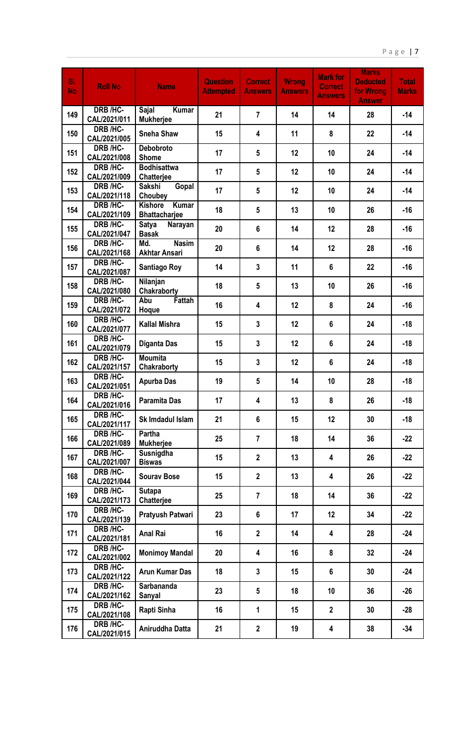| Sl. No | Roll No | Name | Question Attempted | Correct Answers | Wrong Answers | Mark for Correct Answers | Marks Deducted for Wrong Answer | Total Marks |
|---|---|---|---|---|---|---|---|---|
| 149 | DRB /HC-CAL/2021/011 | Sajal Kumar Mukherjee | 21 | 7 | 14 | 14 | 28 | -14 |
| 150 | DRB /HC-CAL/2021/005 | Sneha Shaw | 15 | 4 | 11 | 8 | 22 | -14 |
| 151 | DRB /HC-CAL/2021/008 | Debobroto Shome | 17 | 5 | 12 | 10 | 24 | -14 |
| 152 | DRB /HC-CAL/2021/009 | Bodhisattwa Chatterjee | 17 | 5 | 12 | 10 | 24 | -14 |
| 153 | DRB /HC-CAL/2021/118 | Sakshi Gopal Choubey | 17 | 5 | 12 | 10 | 24 | -14 |
| 154 | DRB /HC-CAL/2021/109 | Kishore Kumar Bhattacharjee | 18 | 5 | 13 | 10 | 26 | -16 |
| 155 | DRB /HC-CAL/2021/047 | Satya Narayan Basak | 20 | 6 | 14 | 12 | 28 | -16 |
| 156 | DRB /HC-CAL/2021/168 | Md. Nasim Akhtar Ansari | 20 | 6 | 14 | 12 | 28 | -16 |
| 157 | DRB /HC-CAL/2021/087 | Santiago Roy | 14 | 3 | 11 | 6 | 22 | -16 |
| 158 | DRB /HC-CAL/2021/080 | Nilanjan Chakraborty | 18 | 5 | 13 | 10 | 26 | -16 |
| 159 | DRB /HC-CAL/2021/072 | Abu Fattah Hoque | 16 | 4 | 12 | 8 | 24 | -16 |
| 160 | DRB /HC-CAL/2021/077 | Kallal Mishra | 15 | 3 | 12 | 6 | 24 | -18 |
| 161 | DRB /HC-CAL/2021/079 | Diganta Das | 15 | 3 | 12 | 6 | 24 | -18 |
| 162 | DRB /HC-CAL/2021/157 | Moumita Chakraborty | 15 | 3 | 12 | 6 | 24 | -18 |
| 163 | DRB /HC-CAL/2021/051 | Apurba Das | 19 | 5 | 14 | 10 | 28 | -18 |
| 164 | DRB /HC-CAL/2021/016 | Paramita Das | 17 | 4 | 13 | 8 | 26 | -18 |
| 165 | DRB /HC-CAL/2021/117 | Sk Imdadul Islam | 21 | 6 | 15 | 12 | 30 | -18 |
| 166 | DRB /HC-CAL/2021/089 | Partha Mukherjee | 25 | 7 | 18 | 14 | 36 | -22 |
| 167 | DRB /HC-CAL/2021/007 | Susnigdha Biswas | 15 | 2 | 13 | 4 | 26 | -22 |
| 168 | DRB /HC-CAL/2021/044 | Sourav Bose | 15 | 2 | 13 | 4 | 26 | -22 |
| 169 | DRB /HC-CAL/2021/173 | Sutapa Chatterjee | 25 | 7 | 18 | 14 | 36 | -22 |
| 170 | DRB /HC-CAL/2021/139 | Pratyush Patwari | 23 | 6 | 17 | 12 | 34 | -22 |
| 171 | DRB /HC-CAL/2021/181 | Anal Rai | 16 | 2 | 14 | 4 | 28 | -24 |
| 172 | DRB /HC-CAL/2021/002 | Monimoy Mandal | 20 | 4 | 16 | 8 | 32 | -24 |
| 173 | DRB /HC-CAL/2021/122 | Arun Kumar Das | 18 | 3 | 15 | 6 | 30 | -24 |
| 174 | DRB /HC-CAL/2021/162 | Sarbananda Sanyal | 23 | 5 | 18 | 10 | 36 | -26 |
| 175 | DRB /HC-CAL/2021/108 | Rapti Sinha | 16 | 1 | 15 | 2 | 30 | -28 |
| 176 | DRB /HC-CAL/2021/015 | Aniruddha Datta | 21 | 2 | 19 | 4 | 38 | -34 |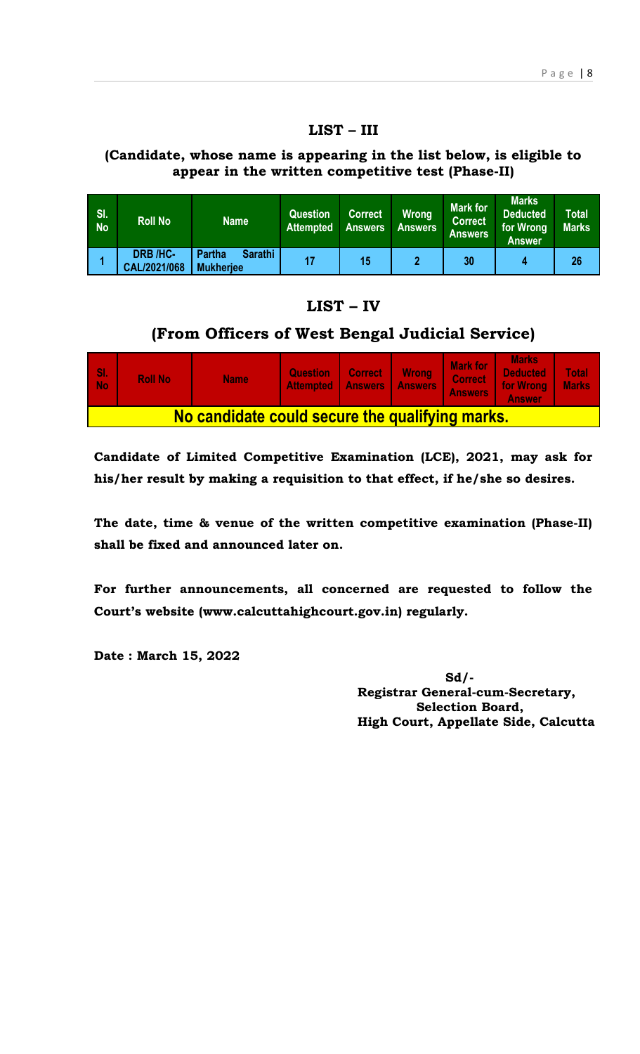## LIST – III

### (Candidate, whose name is appearing in the list below, is eligible to appear in the written competitive test (Phase-II)

| Sl. No | Roll No | Name | Question Attempted | Correct Answers | Wrong Answers | Mark for Correct Answers | Marks Deducted for Wrong Answer | Total Marks |
|---|---|---|---|---|---|---|---|---|
| 1 | DRB /HC-CAL/2021/068 | Partha Sarathi Mukherjee | 17 | 15 | 2 | 30 | 4 | 26 |

## LIST – IV

### (From Officers of West Bengal Judicial Service)

| Sl. No | Roll No | Name | Question Attempted | Correct Answers | Wrong Answers | Mark for Correct Answers | Marks Deducted for Wrong Answer | Total Marks |
|---|---|---|---|---|---|---|---|---|
| No candidate could secure the qualifying marks. | | | | | | | | |

**Candidate of Limited Competitive Examination (LCE), 2021, may ask for his/her result by making a requisition to that effect, if he/she so desires.**

**The date, time & venue of the written competitive examination (Phase-II) shall be fixed and announced later on.**

**For further announcements, all concerned are requested to follow the Court's website (www.calcuttahighcourt.gov.in) regularly.**

**Date : March 15, 2022**

**Sd/-**
**Registrar General-cum-Secretary,**
**Selection Board,**
**High Court, Appellate Side, Calcutta**